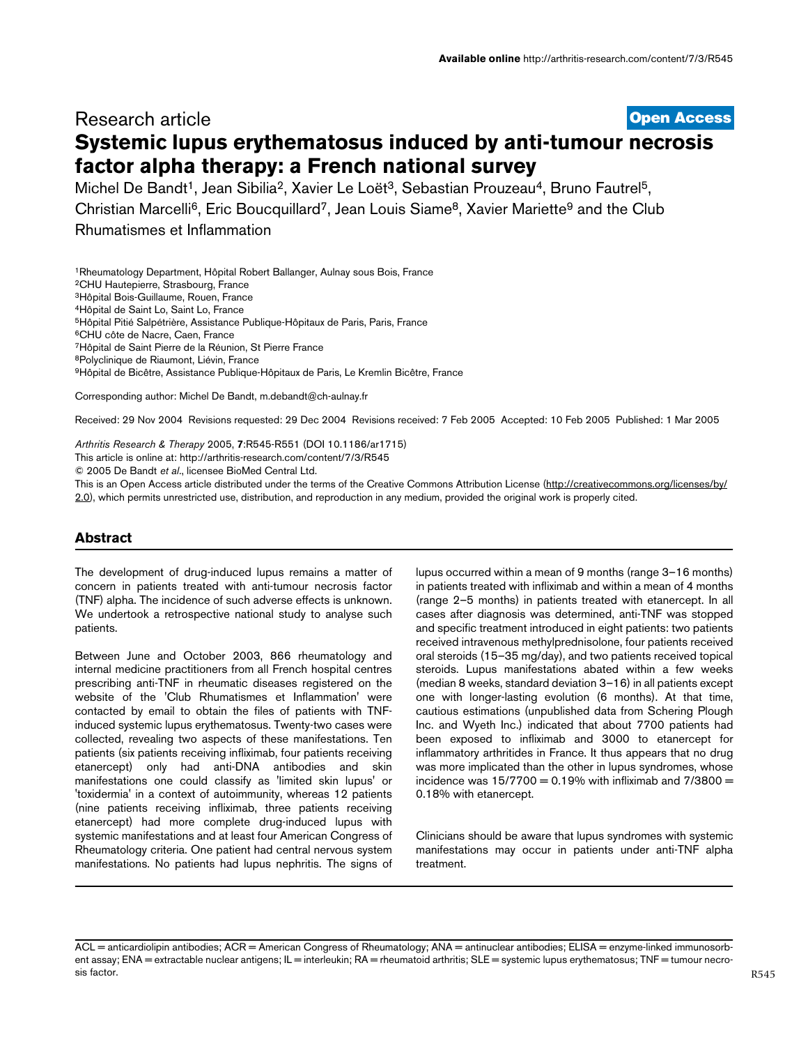Research article **Open Access**

# Systemic lupus erythematosus induced by anti-tumour necrosis factor alpha therapy: a French national survey

Michel De Bandt[1], Jean Sibilia[2], Xavier Le Loët[3], Sebastian Prouzeau[4], Bruno Fautrel[5], Christian Marcelli[6], Eric Boucquillard[7], Jean Louis Siame[8], Xavier Mariette[9] and the Club Rhumatismes et Inflammation

[1]Rheumatology Department, Hôpital Robert Ballanger, Aulnay sous Bois, France
[2]CHU Hautepierre, Strasbourg, France
[3]Hôpital Bois-Guillaume, Rouen, France
[4]Hôpital de Saint Lo, Saint Lo, France
[5]Hôpital Pitié Salpétrière, Assistance Publique-Hôpitaux de Paris, Paris, France
[6]CHU côte de Nacre, Caen, France
[7]Hôpital de Saint Pierre de la Réunion, St Pierre France
[8]Polyclinique de Riaumont, Liévin, France
[9]Hôpital de Bicêtre, Assistance Publique-Hôpitaux de Paris, Le Kremlin Bicêtre, France

Corresponding author: Michel De Bandt, m.debandt@ch-aulnay.fr

Received: 29 Nov 2004 Revisions requested: 29 Dec 2004 Revisions received: 7 Feb 2005 Accepted: 10 Feb 2005 Published: 1 Mar 2005

*Arthritis Research & Therapy* 2005, **7**:R545-R551 (DOI 10.1186/ar1715)
This article is online at: http://arthritis-research.com/content/7/3/R545
© 2005 De Bandt *et al*., licensee BioMed Central Ltd.
This is an Open Access article distributed under the terms of the Creative Commons Attribution License (http://creativecommons.org/licenses/by/2.0), which permits unrestricted use, distribution, and reproduction in any medium, provided the original work is properly cited.

## Abstract

The development of drug-induced lupus remains a matter of concern in patients treated with anti-tumour necrosis factor (TNF) alpha. The incidence of such adverse effects is unknown. We undertook a retrospective national study to analyse such patients.

Between June and October 2003, 866 rheumatology and internal medicine practitioners from all French hospital centres prescribing anti-TNF in rheumatic diseases registered on the website of the 'Club Rhumatismes et Inflammation' were contacted by email to obtain the files of patients with TNF-induced systemic lupus erythematosus. Twenty-two cases were collected, revealing two aspects of these manifestations. Ten patients (six patients receiving infliximab, four patients receiving etanercept) only had anti-DNA antibodies and skin manifestations one could classify as 'limited skin lupus' or 'toxidermia' in a context of autoimmunity, whereas 12 patients (nine patients receiving infliximab, three patients receiving etanercept) had more complete drug-induced lupus with systemic manifestations and at least four American Congress of Rheumatology criteria. One patient had central nervous system manifestations. No patients had lupus nephritis. The signs of lupus occurred within a mean of 9 months (range 3–16 months) in patients treated with infliximab and within a mean of 4 months (range 2–5 months) in patients treated with etanercept. In all cases after diagnosis was determined, anti-TNF was stopped and specific treatment introduced in eight patients: two patients received intravenous methylprednisolone, four patients received oral steroids (15–35 mg/day), and two patients received topical steroids. Lupus manifestations abated within a few weeks (median 8 weeks, standard deviation 3–16) in all patients except one with longer-lasting evolution (6 months). At that time, cautious estimations (unpublished data from Schering Plough Inc. and Wyeth Inc.) indicated that about 7700 patients had been exposed to infliximab and 3000 to etanercept for inflammatory arthritides in France. It thus appears that no drug was more implicated than the other in lupus syndromes, whose incidence was 15/7700 = 0.19% with infliximab and 7/3800 = 0.18% with etanercept.

Clinicians should be aware that lupus syndromes with systemic manifestations may occur in patients under anti-TNF alpha treatment.

ACL = anticardiolipin antibodies; ACR = American Congress of Rheumatology; ANA = antinuclear antibodies; ELISA = enzyme-linked immunosorbent assay; ENA = extractable nuclear antigens; IL = interleukin; RA = rheumatoid arthritis; SLE = systemic lupus erythematosus; TNF = tumour necrosis factor.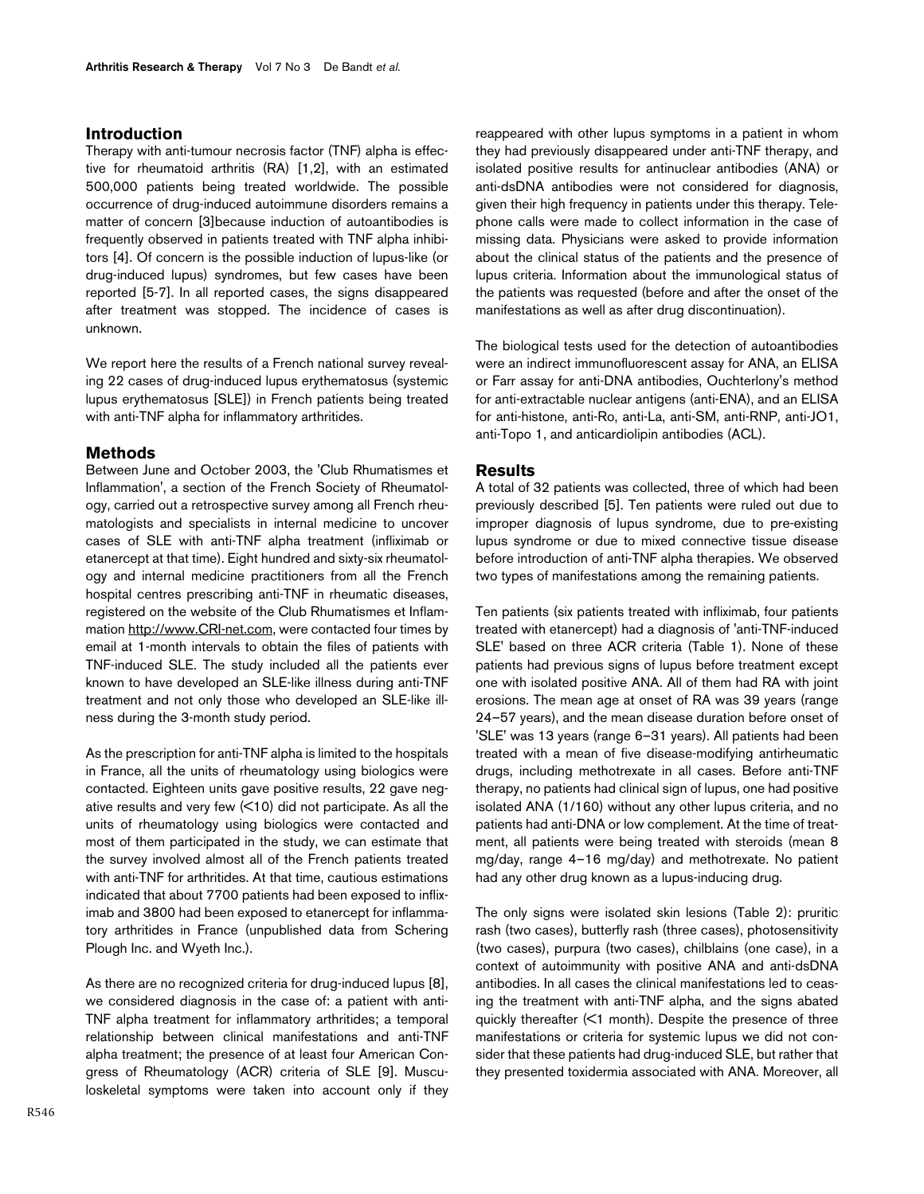## Introduction

Therapy with anti-tumour necrosis factor (TNF) alpha is effective for rheumatoid arthritis (RA) [1,2], with an estimated 500,000 patients being treated worldwide. The possible occurrence of drug-induced autoimmune disorders remains a matter of concern [3]because induction of autoantibodies is frequently observed in patients treated with TNF alpha inhibitors [4]. Of concern is the possible induction of lupus-like (or drug-induced lupus) syndromes, but few cases have been reported [5-7]. In all reported cases, the signs disappeared after treatment was stopped. The incidence of cases is unknown.

We report here the results of a French national survey revealing 22 cases of drug-induced lupus erythematosus (systemic lupus erythematosus [SLE]) in French patients being treated with anti-TNF alpha for inflammatory arthritides.

## Methods

Between June and October 2003, the 'Club Rhumatismes et Inflammation', a section of the French Society of Rheumatology, carried out a retrospective survey among all French rheumatologists and specialists in internal medicine to uncover cases of SLE with anti-TNF alpha treatment (infliximab or etanercept at that time). Eight hundred and sixty-six rheumatology and internal medicine practitioners from all the French hospital centres prescribing anti-TNF in rheumatic diseases, registered on the website of the Club Rhumatismes et Inflammation http://www.CRI-net.com, were contacted four times by email at 1-month intervals to obtain the files of patients with TNF-induced SLE. The study included all the patients ever known to have developed an SLE-like illness during anti-TNF treatment and not only those who developed an SLE-like illness during the 3-month study period.

As the prescription for anti-TNF alpha is limited to the hospitals in France, all the units of rheumatology using biologics were contacted. Eighteen units gave positive results, 22 gave negative results and very few (<10) did not participate. As all the units of rheumatology using biologics were contacted and most of them participated in the study, we can estimate that the survey involved almost all of the French patients treated with anti-TNF for arthritides. At that time, cautious estimations indicated that about 7700 patients had been exposed to infliximab and 3800 had been exposed to etanercept for inflammatory arthritides in France (unpublished data from Schering Plough Inc. and Wyeth Inc.).

As there are no recognized criteria for drug-induced lupus [8], we considered diagnosis in the case of: a patient with anti-TNF alpha treatment for inflammatory arthritides; a temporal relationship between clinical manifestations and anti-TNF alpha treatment; the presence of at least four American Congress of Rheumatology (ACR) criteria of SLE [9]. Musculoskeletal symptoms were taken into account only if they reappeared with other lupus symptoms in a patient in whom they had previously disappeared under anti-TNF therapy, and isolated positive results for antinuclear antibodies (ANA) or anti-dsDNA antibodies were not considered for diagnosis, given their high frequency in patients under this therapy. Telephone calls were made to collect information in the case of missing data. Physicians were asked to provide information about the clinical status of the patients and the presence of lupus criteria. Information about the immunological status of the patients was requested (before and after the onset of the manifestations as well as after drug discontinuation).

The biological tests used for the detection of autoantibodies were an indirect immunofluorescent assay for ANA, an ELISA or Farr assay for anti-DNA antibodies, Ouchterlony's method for anti-extractable nuclear antigens (anti-ENA), and an ELISA for anti-histone, anti-Ro, anti-La, anti-SM, anti-RNP, anti-JO1, anti-Topo 1, and anticardiolipin antibodies (ACL).

## Results

A total of 32 patients was collected, three of which had been previously described [5]. Ten patients were ruled out due to improper diagnosis of lupus syndrome, due to pre-existing lupus syndrome or due to mixed connective tissue disease before introduction of anti-TNF alpha therapies. We observed two types of manifestations among the remaining patients.

Ten patients (six patients treated with infliximab, four patients treated with etanercept) had a diagnosis of 'anti-TNF-induced SLE' based on three ACR criteria (Table 1). None of these patients had previous signs of lupus before treatment except one with isolated positive ANA. All of them had RA with joint erosions. The mean age at onset of RA was 39 years (range 24–57 years), and the mean disease duration before onset of 'SLE' was 13 years (range 6–31 years). All patients had been treated with a mean of five disease-modifying antirheumatic drugs, including methotrexate in all cases. Before anti-TNF therapy, no patients had clinical sign of lupus, one had positive isolated ANA (1/160) without any other lupus criteria, and no patients had anti-DNA or low complement. At the time of treatment, all patients were being treated with steroids (mean 8 mg/day, range 4–16 mg/day) and methotrexate. No patient had any other drug known as a lupus-inducing drug.

The only signs were isolated skin lesions (Table 2): pruritic rash (two cases), butterfly rash (three cases), photosensitivity (two cases), purpura (two cases), chilblains (one case), in a context of autoimmunity with positive ANA and anti-dsDNA antibodies. In all cases the clinical manifestations led to ceasing the treatment with anti-TNF alpha, and the signs abated quickly thereafter (<1 month). Despite the presence of three manifestations or criteria for systemic lupus we did not consider that these patients had drug-induced SLE, but rather that they presented toxidermia associated with ANA. Moreover, all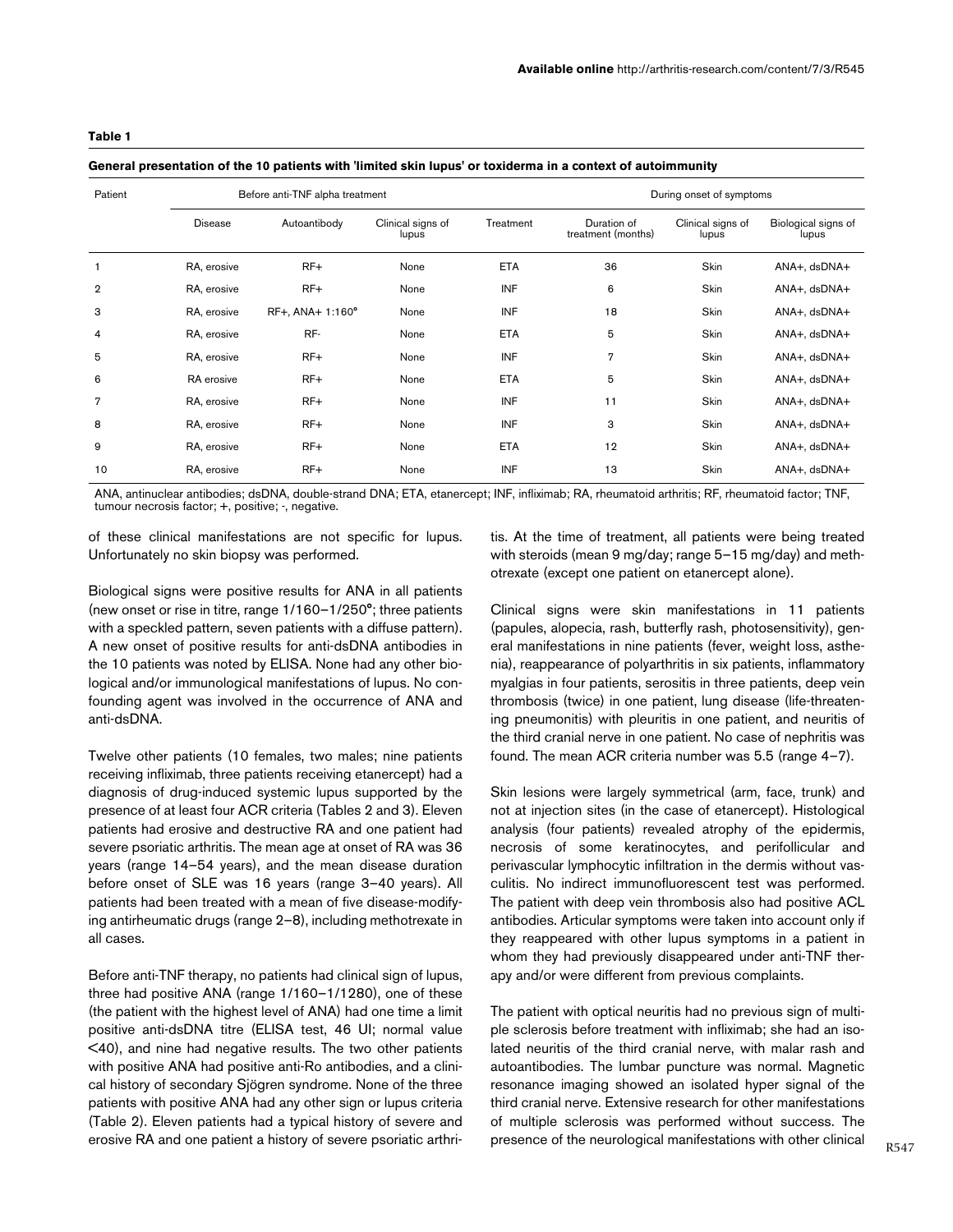**Table 1**

**General presentation of the 10 patients with 'limited skin lupus' or toxiderma in a context of autoimmunity**

| Patient | Before anti-TNF alpha treatment | | | During onset of symptoms | | | |
|---|---|---|---|---|---|---|---|
| | Disease | Autoantibody | Clinical signs of lupus | Treatment | Duration of treatment (months) | Clinical signs of lupus | Biological signs of lupus |
| 1 | RA, erosive | RF+ | None | ETA | 36 | Skin | ANA+, dsDNA+ |
| 2 | RA, erosive | RF+ | None | INF | 6 | Skin | ANA+, dsDNA+ |
| 3 | RA, erosive | RF+, ANA+ 1:160° | None | INF | 18 | Skin | ANA+, dsDNA+ |
| 4 | RA, erosive | RF- | None | ETA | 5 | Skin | ANA+, dsDNA+ |
| 5 | RA, erosive | RF+ | None | INF | 7 | Skin | ANA+, dsDNA+ |
| 6 | RA erosive | RF+ | None | ETA | 5 | Skin | ANA+, dsDNA+ |
| 7 | RA, erosive | RF+ | None | INF | 11 | Skin | ANA+, dsDNA+ |
| 8 | RA, erosive | RF+ | None | INF | 3 | Skin | ANA+, dsDNA+ |
| 9 | RA, erosive | RF+ | None | ETA | 12 | Skin | ANA+, dsDNA+ |
| 10 | RA, erosive | RF+ | None | INF | 13 | Skin | ANA+, dsDNA+ |

ANA, antinuclear antibodies; dsDNA, double-strand DNA; ETA, etanercept; INF, infliximab; RA, rheumatoid arthritis; RF, rheumatoid factor; TNF, tumour necrosis factor; +, positive; -, negative.

of these clinical manifestations are not specific for lupus. Unfortunately no skin biopsy was performed.

Biological signs were positive results for ANA in all patients (new onset or rise in titre, range 1/160–1/250°; three patients with a speckled pattern, seven patients with a diffuse pattern). A new onset of positive results for anti-dsDNA antibodies in the 10 patients was noted by ELISA. None had any other biological and/or immunological manifestations of lupus. No confounding agent was involved in the occurrence of ANA and anti-dsDNA.

Twelve other patients (10 females, two males; nine patients receiving infliximab, three patients receiving etanercept) had a diagnosis of drug-induced systemic lupus supported by the presence of at least four ACR criteria (Tables 2 and 3). Eleven patients had erosive and destructive RA and one patient had severe psoriatic arthritis. The mean age at onset of RA was 36 years (range 14–54 years), and the mean disease duration before onset of SLE was 16 years (range 3–40 years). All patients had been treated with a mean of five disease-modifying antirheumatic drugs (range 2–8), including methotrexate in all cases.

Before anti-TNF therapy, no patients had clinical sign of lupus, three had positive ANA (range 1/160–1/1280), one of these (the patient with the highest level of ANA) had one time a limit positive anti-dsDNA titre (ELISA test, 46 UI; normal value <40), and nine had negative results. The two other patients with positive ANA had positive anti-Ro antibodies, and a clinical history of secondary Sjögren syndrome. None of the three patients with positive ANA had any other sign or lupus criteria (Table 2). Eleven patients had a typical history of severe and erosive RA and one patient a history of severe psoriatic arthritis. At the time of treatment, all patients were being treated with steroids (mean 9 mg/day; range 5–15 mg/day) and methotrexate (except one patient on etanercept alone).

Clinical signs were skin manifestations in 11 patients (papules, alopecia, rash, butterfly rash, photosensitivity), general manifestations in nine patients (fever, weight loss, asthenia), reappearance of polyarthritis in six patients, inflammatory myalgias in four patients, serositis in three patients, deep vein thrombosis (twice) in one patient, lung disease (life-threatening pneumonitis) with pleuritis in one patient, and neuritis of the third cranial nerve in one patient. No case of nephritis was found. The mean ACR criteria number was 5.5 (range 4–7).

Skin lesions were largely symmetrical (arm, face, trunk) and not at injection sites (in the case of etanercept). Histological analysis (four patients) revealed atrophy of the epidermis, necrosis of some keratinocytes, and perifollicular and perivascular lymphocytic infiltration in the dermis without vasculitis. No indirect immunofluorescent test was performed. The patient with deep vein thrombosis also had positive ACL antibodies. Articular symptoms were taken into account only if they reappeared with other lupus symptoms in a patient in whom they had previously disappeared under anti-TNF therapy and/or were different from previous complaints.

The patient with optical neuritis had no previous sign of multiple sclerosis before treatment with infliximab; she had an isolated neuritis of the third cranial nerve, with malar rash and autoantibodies. The lumbar puncture was normal. Magnetic resonance imaging showed an isolated hyper signal of the third cranial nerve. Extensive research for other manifestations of multiple sclerosis was performed without success. The presence of the neurological manifestations with other clinical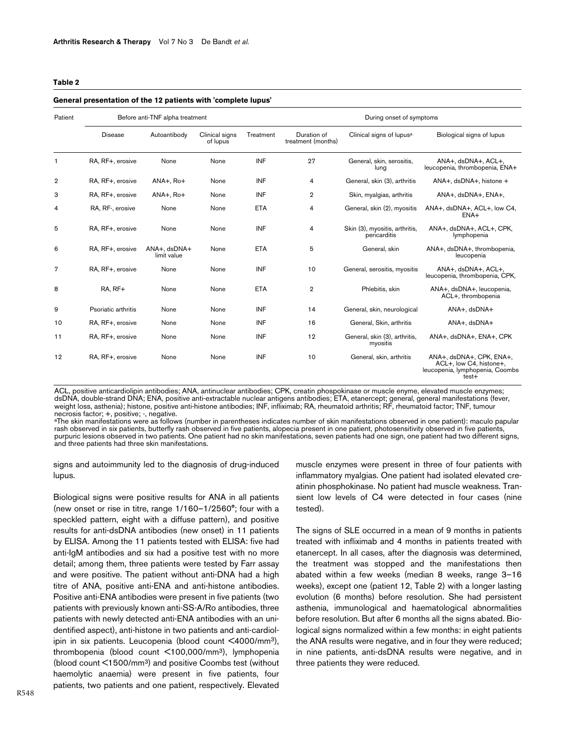**Table 2**

**General presentation of the 12 patients with 'complete lupus'**

| Patient | Before anti-TNF alpha treatment | | | | | During onset of symptoms | |
|---|---|---|---|---|---|---|---|
| | Disease | Autoantibody | Clinical signs of lupus | Treatment | Duration of treatment (months) | Clinical signs of lupus[a] | Biological signs of lupus |
| 1 | RA, RF+, erosive | None | None | INF | 27 | General, skin, serositis, lung | ANA+, dsDNA+, ACL+, leucopenia, thrombopenia, ENA+ |
| 2 | RA, RF+, erosive | ANA+, Ro+ | None | INF | 4 | General, skin (3), arthritis | ANA+, dsDNA+, histone + |
| 3 | RA, RF+, erosive | ANA+, Ro+ | None | INF | 2 | Skin, myalgias, arthritis | ANA+, dsDNA+, ENA+, |
| 4 | RA, RF-, erosive | None | None | ETA | 4 | General, skin (2), myositis | ANA+, dsDNA+, ACL+, low C4, ENA+ |
| 5 | RA, RF+, erosive | None | None | INF | 4 | Skin (3), myositis, arthritis, pericarditis | ANA+, dsDNA+, ACL+, CPK, lymphopenia |
| 6 | RA, RF+, erosive | ANA+, dsDNA+ limit value | None | ETA | 5 | General, skin | ANA+, dsDNA+, thrombopenia, leucopenia |
| 7 | RA, RF+, erosive | None | None | INF | 10 | General, serositis, myositis | ANA+, dsDNA+, ACL+, leucopenia, thrombopenia, CPK, |
| 8 | RA, RF+ | None | None | ETA | 2 | Phlebitis, skin | ANA+, dsDNA+, leucopenia, ACL+, thrombopenia |
| 9 | Psoriatic arthritis | None | None | INF | 14 | General, skin, neurological | ANA+, dsDNA+ |
| 10 | RA, RF+, erosive | None | None | INF | 16 | General, Skin, arthritis | ANA+, dsDNA+ |
| 11 | RA, RF+, erosive | None | None | INF | 12 | General, skin (3), arthritis, myositis | ANA+, dsDNA+, ENA+, CPK |
| 12 | RA, RF+, erosive | None | None | INF | 10 | General, skin, arthritis | ANA+, dsDNA+, CPK, ENA+, ACL+, low C4, histone+, leucopenia, lymphopenia, Coombs test+ |

ACL, positive anticardiolipin antibodies; ANA, antinuclear antibodies; CPK, creatin phospokinase or muscle enyme, elevated muscle enzymes; dsDNA, double-strand DNA; ENA, positive anti-extractable nuclear antigens antibodies; ETA, etanercept; general, general manifestations (fever, weight loss, asthenia); histone, positive anti-histone antibodies; INF, infliximab; RA, rheumatoid arthritis; RF, rheumatoid factor; TNF, tumour necrosis factor; +, positive; -, negative.
[a]The skin manifestations were as follows (number in parentheses indicates number of skin manifestations observed in one patient): maculo papular rash observed in six patients, butterfly rash observed in five patients, alopecia present in one patient, photosensitivity observed in five patients, purpuric lesions observed in two patients. One patient had no skin manifestations, seven patients had one sign, one patient had two different signs, and three patients had three skin manifestations.

signs and autoimmunity led to the diagnosis of drug-induced lupus.

Biological signs were positive results for ANA in all patients (new onset or rise in titre, range 1/160–1/2560°; four with a speckled pattern, eight with a diffuse pattern), and positive results for anti-dsDNA antibodies (new onset) in 11 patients by ELISA. Among the 11 patients tested with ELISA: five had anti-IgM antibodies and six had a positive test with no more detail; among them, three patients were tested by Farr assay and were positive. The patient without anti-DNA had a high titre of ANA, positive anti-ENA and anti-histone antibodies. Positive anti-ENA antibodies were present in five patients (two patients with previously known anti-SS-A/Ro antibodies, three patients with newly detected anti-ENA antibodies with an unidentified aspect), anti-histone in two patients and anti-cardiolipin in six patients. Leucopenia (blood count <4000/mm$^3$), thrombopenia (blood count <100,000/mm$^3$), lymphopenia (blood count <1500/mm$^3$) and positive Coombs test (without haemolytic anaemia) were present in five patients, four patients, two patients and one patient, respectively. Elevated muscle enzymes were present in three of four patients with inflammatory myalgias. One patient had isolated elevated creatinin phosphokinase. No patient had muscle weakness. Transient low levels of C4 were detected in four cases (nine tested).

The signs of SLE occurred in a mean of 9 months in patients treated with infliximab and 4 months in patients treated with etanercept. In all cases, after the diagnosis was determined, the treatment was stopped and the manifestations then abated within a few weeks (median 8 weeks, range 3–16 weeks), except one (patient 12, Table 2) with a longer lasting evolution (6 months) before resolution. She had persistent asthenia, immunological and haematological abnormalities before resolution. But after 6 months all the signs abated. Biological signs normalized within a few months: in eight patients the ANA results were negative, and in four they were reduced; in nine patients, anti-dsDNA results were negative, and in three patients they were reduced.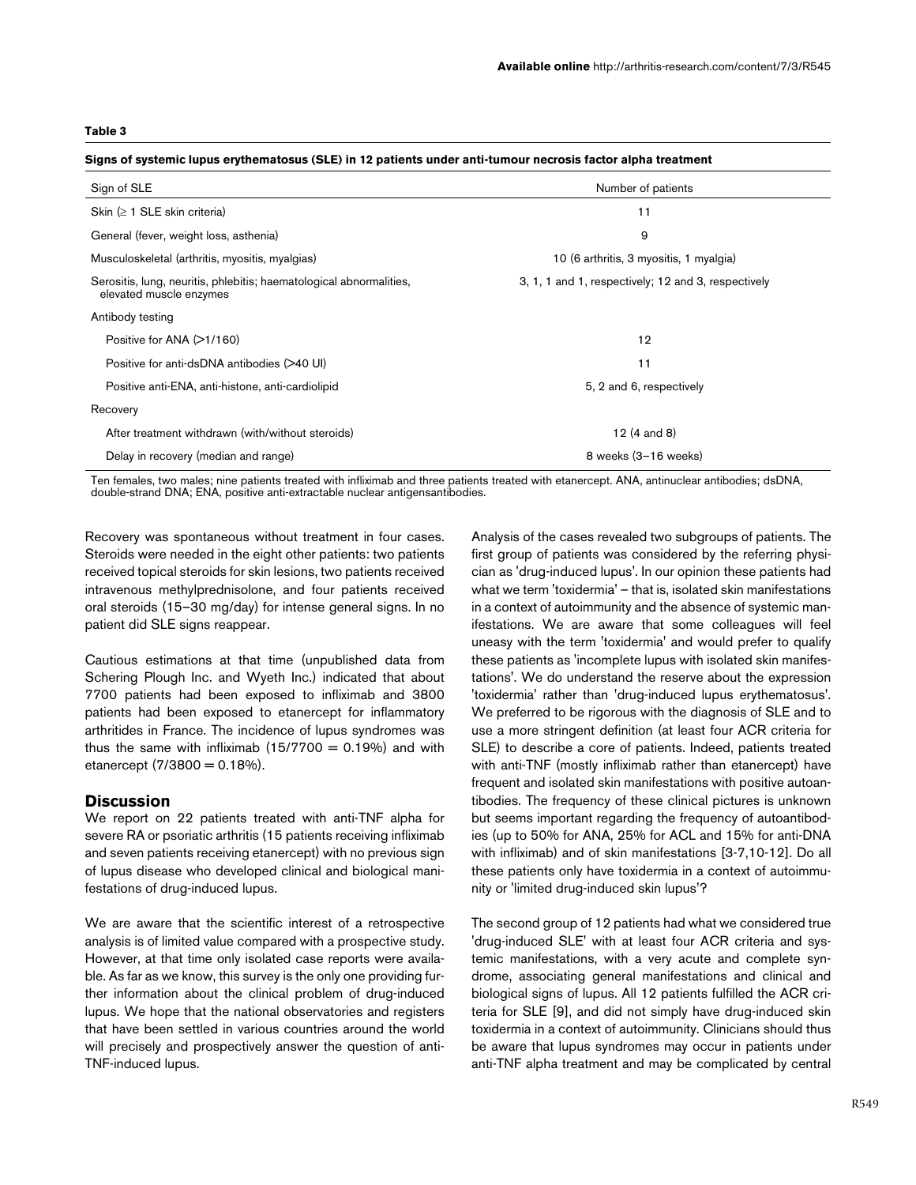**Table 3**

**Signs of systemic lupus erythematosus (SLE) in 12 patients under anti-tumour necrosis factor alpha treatment**

| Sign of SLE | Number of patients |
| --- | --- |
| Skin (≥ 1 SLE skin criteria) | 11 |
| General (fever, weight loss, asthenia) | 9 |
| Musculoskeletal (arthritis, myositis, myalgias) | 10 (6 arthritis, 3 myositis, 1 myalgia) |
| Serositis, lung, neuritis, phlebitis; haematological abnormalities, elevated muscle enzymes | 3, 1, 1 and 1, respectively; 12 and 3, respectively |
| Antibody testing | |
| Positive for ANA (>1/160) | 12 |
| Positive for anti-dsDNA antibodies (>40 UI) | 11 |
| Positive anti-ENA, anti-histone, anti-cardiolipid | 5, 2 and 6, respectively |
| Recovery | |
| After treatment withdrawn (with/without steroids) | 12 (4 and 8) |
| Delay in recovery (median and range) | 8 weeks (3–16 weeks) |

Ten females, two males; nine patients treated with infliximab and three patients treated with etanercept. ANA, antinuclear antibodies; dsDNA, double-strand DNA; ENA, positive anti-extractable nuclear antigensantibodies.

Recovery was spontaneous without treatment in four cases. Steroids were needed in the eight other patients: two patients received topical steroids for skin lesions, two patients received intravenous methylprednisolone, and four patients received oral steroids (15–30 mg/day) for intense general signs. In no patient did SLE signs reappear.

Cautious estimations at that time (unpublished data from Schering Plough Inc. and Wyeth Inc.) indicated that about 7700 patients had been exposed to infliximab and 3800 patients had been exposed to etanercept for inflammatory arthritides in France. The incidence of lupus syndromes was thus the same with infliximab (15/7700 = 0.19%) and with etanercept (7/3800 = 0.18%).

## Discussion

We report on 22 patients treated with anti-TNF alpha for severe RA or psoriatic arthritis (15 patients receiving infliximab and seven patients receiving etanercept) with no previous sign of lupus disease who developed clinical and biological manifestations of drug-induced lupus.

We are aware that the scientific interest of a retrospective analysis is of limited value compared with a prospective study. However, at that time only isolated case reports were available. As far as we know, this survey is the only one providing further information about the clinical problem of drug-induced lupus. We hope that the national observatories and registers that have been settled in various countries around the world will precisely and prospectively answer the question of anti-TNF-induced lupus.

Analysis of the cases revealed two subgroups of patients. The first group of patients was considered by the referring physician as 'drug-induced lupus'. In our opinion these patients had what we term 'toxidermia' – that is, isolated skin manifestations in a context of autoimmunity and the absence of systemic manifestations. We are aware that some colleagues will feel uneasy with the term 'toxidermia' and would prefer to qualify these patients as 'incomplete lupus with isolated skin manifestations'. We do understand the reserve about the expression 'toxidermia' rather than 'drug-induced lupus erythematosus'. We preferred to be rigorous with the diagnosis of SLE and to use a more stringent definition (at least four ACR criteria for SLE) to describe a core of patients. Indeed, patients treated with anti-TNF (mostly infliximab rather than etanercept) have frequent and isolated skin manifestations with positive autoantibodies. The frequency of these clinical pictures is unknown but seems important regarding the frequency of autoantibodies (up to 50% for ANA, 25% for ACL and 15% for anti-DNA with infliximab) and of skin manifestations [3-7,10-12]. Do all these patients only have toxidermia in a context of autoimmunity or 'limited drug-induced skin lupus'?

The second group of 12 patients had what we considered true 'drug-induced SLE' with at least four ACR criteria and systemic manifestations, with a very acute and complete syndrome, associating general manifestations and clinical and biological signs of lupus. All 12 patients fulfilled the ACR criteria for SLE [9], and did not simply have drug-induced skin toxidermia in a context of autoimmunity. Clinicians should thus be aware that lupus syndromes may occur in patients under anti-TNF alpha treatment and may be complicated by central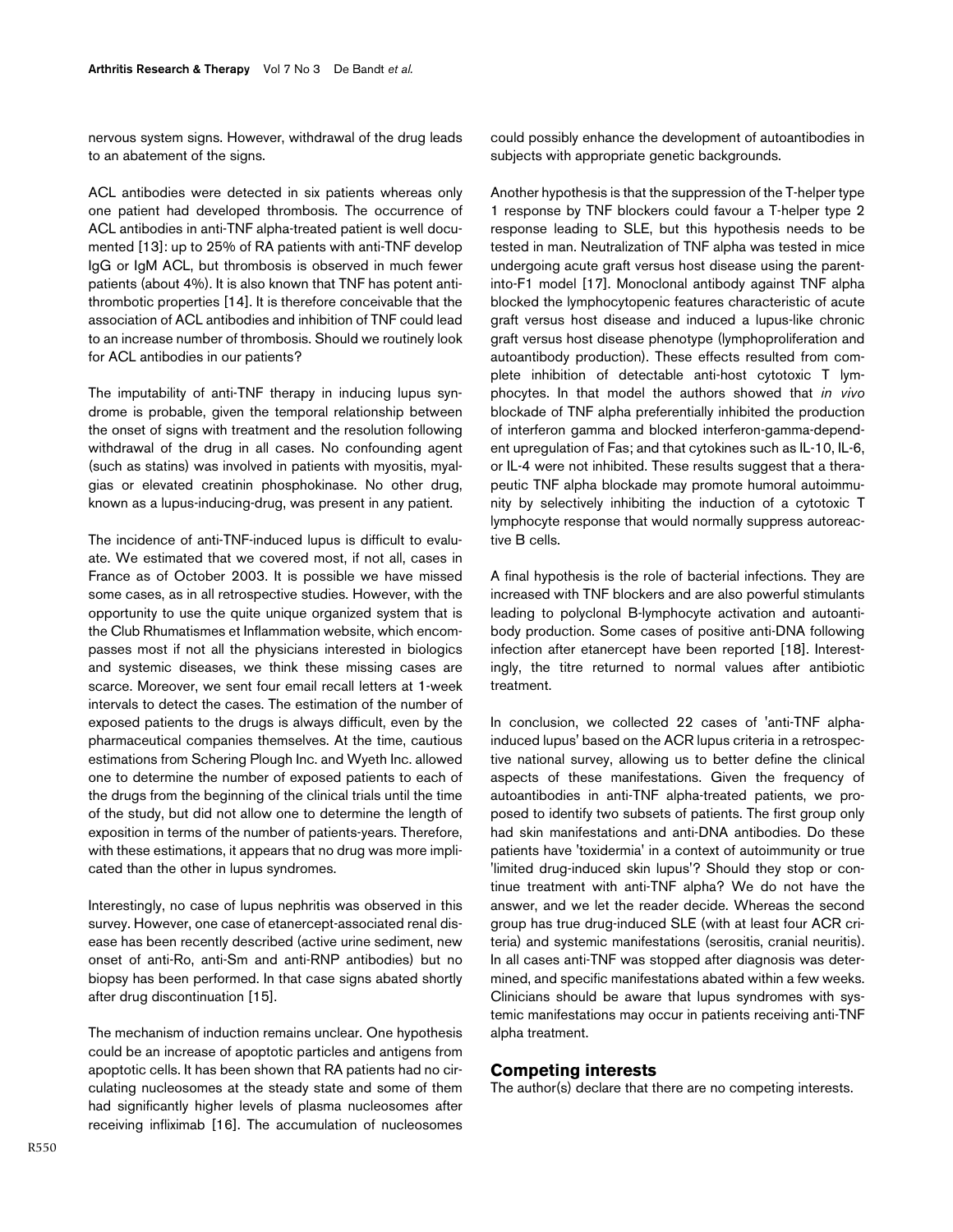nervous system signs. However, withdrawal of the drug leads to an abatement of the signs.

ACL antibodies were detected in six patients whereas only one patient had developed thrombosis. The occurrence of ACL antibodies in anti-TNF alpha-treated patient is well documented [13]: up to 25% of RA patients with anti-TNF develop IgG or IgM ACL, but thrombosis is observed in much fewer patients (about 4%). It is also known that TNF has potent antithrombotic properties [14]. It is therefore conceivable that the association of ACL antibodies and inhibition of TNF could lead to an increase number of thrombosis. Should we routinely look for ACL antibodies in our patients?

The imputability of anti-TNF therapy in inducing lupus syndrome is probable, given the temporal relationship between the onset of signs with treatment and the resolution following withdrawal of the drug in all cases. No confounding agent (such as statins) was involved in patients with myositis, myalgias or elevated creatinin phosphokinase. No other drug, known as a lupus-inducing-drug, was present in any patient.

The incidence of anti-TNF-induced lupus is difficult to evaluate. We estimated that we covered most, if not all, cases in France as of October 2003. It is possible we have missed some cases, as in all retrospective studies. However, with the opportunity to use the quite unique organized system that is the Club Rhumatismes et Inflammation website, which encompasses most if not all the physicians interested in biologics and systemic diseases, we think these missing cases are scarce. Moreover, we sent four email recall letters at 1-week intervals to detect the cases. The estimation of the number of exposed patients to the drugs is always difficult, even by the pharmaceutical companies themselves. At the time, cautious estimations from Schering Plough Inc. and Wyeth Inc. allowed one to determine the number of exposed patients to each of the drugs from the beginning of the clinical trials until the time of the study, but did not allow one to determine the length of exposition in terms of the number of patients-years. Therefore, with these estimations, it appears that no drug was more implicated than the other in lupus syndromes.

Interestingly, no case of lupus nephritis was observed in this survey. However, one case of etanercept-associated renal disease has been recently described (active urine sediment, new onset of anti-Ro, anti-Sm and anti-RNP antibodies) but no biopsy has been performed. In that case signs abated shortly after drug discontinuation [15].

The mechanism of induction remains unclear. One hypothesis could be an increase of apoptotic particles and antigens from apoptotic cells. It has been shown that RA patients had no circulating nucleosomes at the steady state and some of them had significantly higher levels of plasma nucleosomes after receiving infliximab [16]. The accumulation of nucleosomes could possibly enhance the development of autoantibodies in subjects with appropriate genetic backgrounds.

Another hypothesis is that the suppression of the T-helper type 1 response by TNF blockers could favour a T-helper type 2 response leading to SLE, but this hypothesis needs to be tested in man. Neutralization of TNF alpha was tested in mice undergoing acute graft versus host disease using the parent-into-F1 model [17]. Monoclonal antibody against TNF alpha blocked the lymphocytopenic features characteristic of acute graft versus host disease and induced a lupus-like chronic graft versus host disease phenotype (lymphoproliferation and autoantibody production). These effects resulted from complete inhibition of detectable anti-host cytotoxic T lymphocytes. In that model the authors showed that *in vivo* blockade of TNF alpha preferentially inhibited the production of interferon gamma and blocked interferon-gamma-dependent upregulation of Fas; and that cytokines such as IL-10, IL-6, or IL-4 were not inhibited. These results suggest that a therapeutic TNF alpha blockade may promote humoral autoimmunity by selectively inhibiting the induction of a cytotoxic T lymphocyte response that would normally suppress autoreactive B cells.

A final hypothesis is the role of bacterial infections. They are increased with TNF blockers and are also powerful stimulants leading to polyclonal B-lymphocyte activation and autoantibody production. Some cases of positive anti-DNA following infection after etanercept have been reported [18]. Interestingly, the titre returned to normal values after antibiotic treatment.

In conclusion, we collected 22 cases of 'anti-TNF alpha-induced lupus' based on the ACR lupus criteria in a retrospective national survey, allowing us to better define the clinical aspects of these manifestations. Given the frequency of autoantibodies in anti-TNF alpha-treated patients, we proposed to identify two subsets of patients. The first group only had skin manifestations and anti-DNA antibodies. Do these patients have 'toxidermia' in a context of autoimmunity or true 'limited drug-induced skin lupus'? Should they stop or continue treatment with anti-TNF alpha? We do not have the answer, and we let the reader decide. Whereas the second group has true drug-induced SLE (with at least four ACR criteria) and systemic manifestations (serositis, cranial neuritis). In all cases anti-TNF was stopped after diagnosis was determined, and specific manifestations abated within a few weeks. Clinicians should be aware that lupus syndromes with systemic manifestations may occur in patients receiving anti-TNF alpha treatment.

## Competing interests

The author(s) declare that there are no competing interests.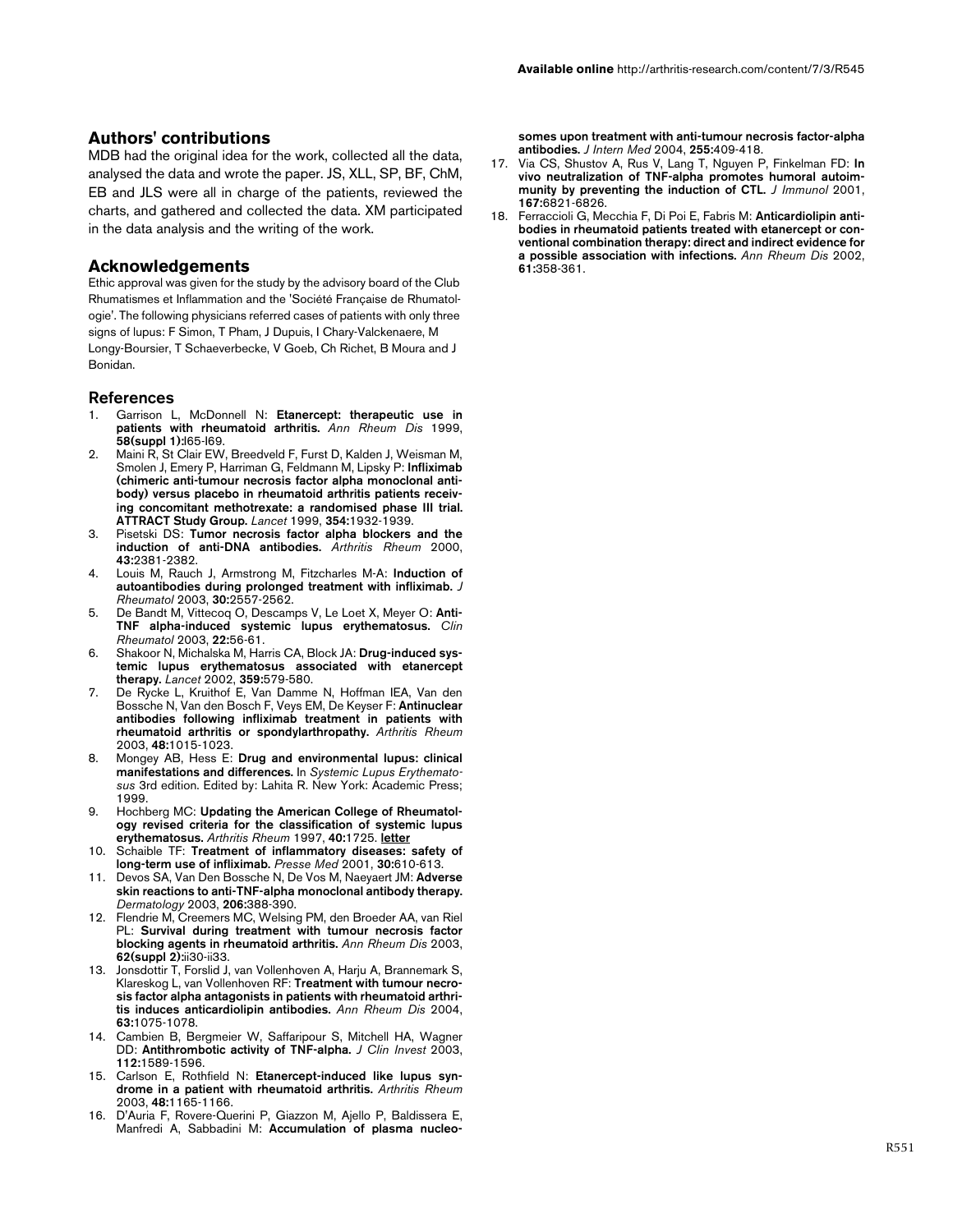## Authors' contributions

MDB had the original idea for the work, collected all the data, analysed the data and wrote the paper. JS, XLL, SP, BF, ChM, EB and JLS were all in charge of the patients, reviewed the charts, and gathered and collected the data. XM participated in the data analysis and the writing of the work.

## Acknowledgements

Ethic approval was given for the study by the advisory board of the Club Rhumatismes et Inflammation and the 'Société Française de Rhumatologie'. The following physicians referred cases of patients with only three signs of lupus: F Simon, T Pham, J Dupuis, I Chary-Valckenaere, M Longy-Boursier, T Schaeverbecke, V Goeb, Ch Richet, B Moura and J Bonidan.

## References

1. Garrison L, McDonnell N: **Etanercept: therapeutic use in patients with rheumatoid arthritis.** *Ann Rheum Dis* 1999, **58(suppl 1):**I65-I69.
2. Maini R, St Clair EW, Breedveld F, Furst D, Kalden J, Weisman M, Smolen J, Emery P, Harriman G, Feldmann M, Lipsky P: **Infliximab (chimeric anti-tumour necrosis factor alpha monoclonal antibody) versus placebo in rheumatoid arthritis patients receiving concomitant methotrexate: a randomised phase III trial. ATTRACT Study Group.** *Lancet* 1999, **354:**1932-1939.
3. Pisetski DS: **Tumor necrosis factor alpha blockers and the induction of anti-DNA antibodies.** *Arthritis Rheum* 2000, **43:**2381-2382.
4. Louis M, Rauch J, Armstrong M, Fitzcharles M-A: **Induction of autoantibodies during prolonged treatment with infliximab.** *J Rheumatol* 2003, **30:**2557-2562.
5. De Bandt M, Vittecoq O, Descamps V, Le Loet X, Meyer O: **Anti-TNF alpha-induced systemic lupus erythematosus.** *Clin Rheumatol* 2003, **22:**56-61.
6. Shakoor N, Michalska M, Harris CA, Block JA: **Drug-induced systemic lupus erythematosus associated with etanercept therapy.** *Lancet* 2002, **359:**579-580.
7. De Rycke L, Kruithof E, Van Damme N, Hoffman IEA, Van den Bossche N, Van den Bosch F, Veys EM, De Keyser F: **Antinuclear antibodies following infliximab treatment in patients with rheumatoid arthritis or spondylarthropathy.** *Arthritis Rheum* 2003, **48:**1015-1023.
8. Mongey AB, Hess E: **Drug and environmental lupus: clinical manifestations and differences.** In *Systemic Lupus Erythematosus* 3rd edition. Edited by: Lahita R. New York: Academic Press; 1999.
9. Hochberg MC: **Updating the American College of Rheumatology revised criteria for the classification of systemic lupus erythematosus.** *Arthritis Rheum* 1997, **40:**1725. **letter**
10. Schaible TF: **Treatment of inflammatory diseases: safety of long-term use of infliximab.** *Presse Med* 2001, **30:**610-613.
11. Devos SA, Van Den Bossche N, De Vos M, Naeyaert JM: **Adverse skin reactions to anti-TNF-alpha monoclonal antibody therapy.** *Dermatology* 2003, **206:**388-390.
12. Flendrie M, Creemers MC, Welsing PM, den Broeder AA, van Riel PL: **Survival during treatment with tumour necrosis factor blocking agents in rheumatoid arthritis.** *Ann Rheum Dis* 2003, **62(suppl 2):**ii30-ii33.
13. Jonsdottir T, Forslid J, van Vollenhoven A, Harju A, Brannemark S, Klareskog L, van Vollenhoven RF: **Treatment with tumour necrosis factor alpha antagonists in patients with rheumatoid arthritis induces anticardiolipin antibodies.** *Ann Rheum Dis* 2004, **63:**1075-1078.
14. Cambien B, Bergmeier W, Saffaripour S, Mitchell HA, Wagner DD: **Antithrombotic activity of TNF-alpha.** *J Clin Invest* 2003, **112:**1589-1596.
15. Carlson E, Rothfield N: **Etanercept-induced like lupus syndrome in a patient with rheumatoid arthritis.** *Arthritis Rheum* 2003, **48:**1165-1166.
16. D'Auria F, Rovere-Querini P, Giazzon M, Ajello P, Baldissera E, Manfredi A, Sabbadini M: **Accumulation of plasma nucleosomes upon treatment with anti-tumour necrosis factor-alpha antibodies.** *J Intern Med* 2004, **255:**409-418.
17. Via CS, Shustov A, Rus V, Lang T, Nguyen P, Finkelman FD: **In vivo neutralization of TNF-alpha promotes humoral autoimmunity by preventing the induction of CTL.** *J Immunol* 2001, **167:**6821-6826.
18. Ferraccioli G, Mecchia F, Di Poi E, Fabris M: **Anticardiolipin antibodies in rheumatoid patients treated with etanercept or conventional combination therapy: direct and indirect evidence for a possible association with infections.** *Ann Rheum Dis* 2002, **61:**358-361.